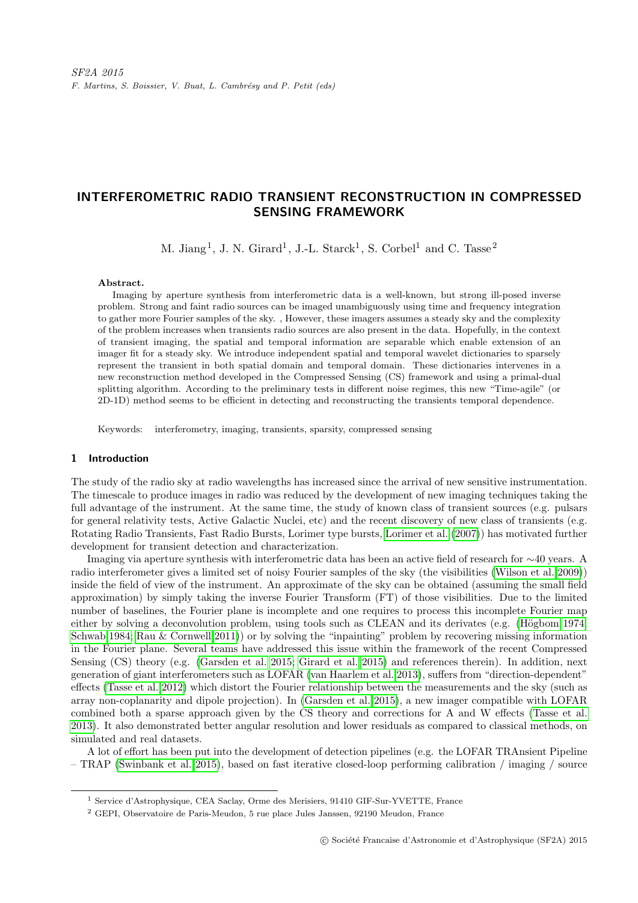SF2A 2015
F. Martins, S. Boissier, V. Buat, L. Cambrésy and P. Petit (eds)

# INTERFEROMETRIC RADIO TRANSIENT RECONSTRUCTION IN COMPRESSED SENSING FRAMEWORK

M. Jiang[1], J. N. Girard[1], J.-L. Starck[1], S. Corbel[1] and C. Tasse[2]

**Abstract.**

Imaging by aperture synthesis from interferometric data is a well-known, but strong ill-posed inverse problem. Strong and faint radio sources can be imaged unambiguously using time and frequency integration to gather more Fourier samples of the sky. , However, these imagers assumes a steady sky and the complexity of the problem increases when transients radio sources are also present in the data. Hopefully, in the context of transient imaging, the spatial and temporal information are separable which enable extension of an imager fit for a steady sky. We introduce independent spatial and temporal wavelet dictionaries to sparsely represent the transient in both spatial domain and temporal domain. These dictionaries intervenes in a new reconstruction method developed in the Compressed Sensing (CS) framework and using a primal-dual splitting algorithm. According to the preliminary tests in different noise regimes, this new "Time-agile" (or 2D-1D) method seems to be efficient in detecting and reconstructing the transients temporal dependence.

Keywords: interferometry, imaging, transients, sparsity, compressed sensing

## 1 Introduction

The study of the radio sky at radio wavelengths has increased since the arrival of new sensitive instrumentation. The timescale to produce images in radio was reduced by the development of new imaging techniques taking the full advantage of the instrument. At the same time, the study of known class of transient sources (e.g. pulsars for general relativity tests, Active Galactic Nuclei, etc) and the recent discovery of new class of transients (e.g. Rotating Radio Transients, Fast Radio Bursts, Lorimer type bursts, Lorimer et al. (2007)) has motivated further development for transient detection and characterization.

Imaging via aperture synthesis with interferometric data has been an active field of research for $\sim$40 years. A radio interferometer gives a limited set of noisy Fourier samples of the sky (the visibilities (Wilson et al. 2009)) inside the field of view of the instrument. An approximate of the sky can be obtained (assuming the small field approximation) by simply taking the inverse Fourier Transform (FT) of those visibilities. Due to the limited number of baselines, the Fourier plane is incomplete and one requires to process this incomplete Fourier map either by solving a deconvolution problem, using tools such as CLEAN and its derivates (e.g. (Högbom 1974; Schwab 1984; Rau & Cornwell 2011)) or by solving the "inpainting" problem by recovering missing information in the Fourier plane. Several teams have addressed this issue within the framework of the recent Compressed Sensing (CS) theory (e.g. (Garsden et al. 2015; Girard et al. 2015) and references therein). In addition, next generation of giant interferometers such as LOFAR (van Haarlem et al. 2013), suffers from "direction-dependent" effects (Tasse et al. 2012) which distort the Fourier relationship between the measurements and the sky (such as array non-coplanarity and dipole projection). In (Garsden et al. 2015), a new imager compatible with LOFAR combined both a sparse approach given by the CS theory and corrections for A and W effects (Tasse et al. 2013). It also demonstrated better angular resolution and lower residuals as compared to classical methods, on simulated and real datasets.

A lot of effort has been put into the development of detection pipelines (e.g. the LOFAR TRAnsient Pipeline – TRAP (Swinbank et al. 2015), based on fast iterative closed-loop performing calibration / imaging / source

---

[1] Service d'Astrophysique, CEA Saclay, Orme des Merisiers, 91410 GIF-Sur-YVETTE, France

[2] GEPI, Observatoire de Paris-Meudon, 5 rue Pierre Jules Janssen, 92190 Meudon, France

© Société Francaise d'Astronomie et d'Astrophysique (SF2A) 2015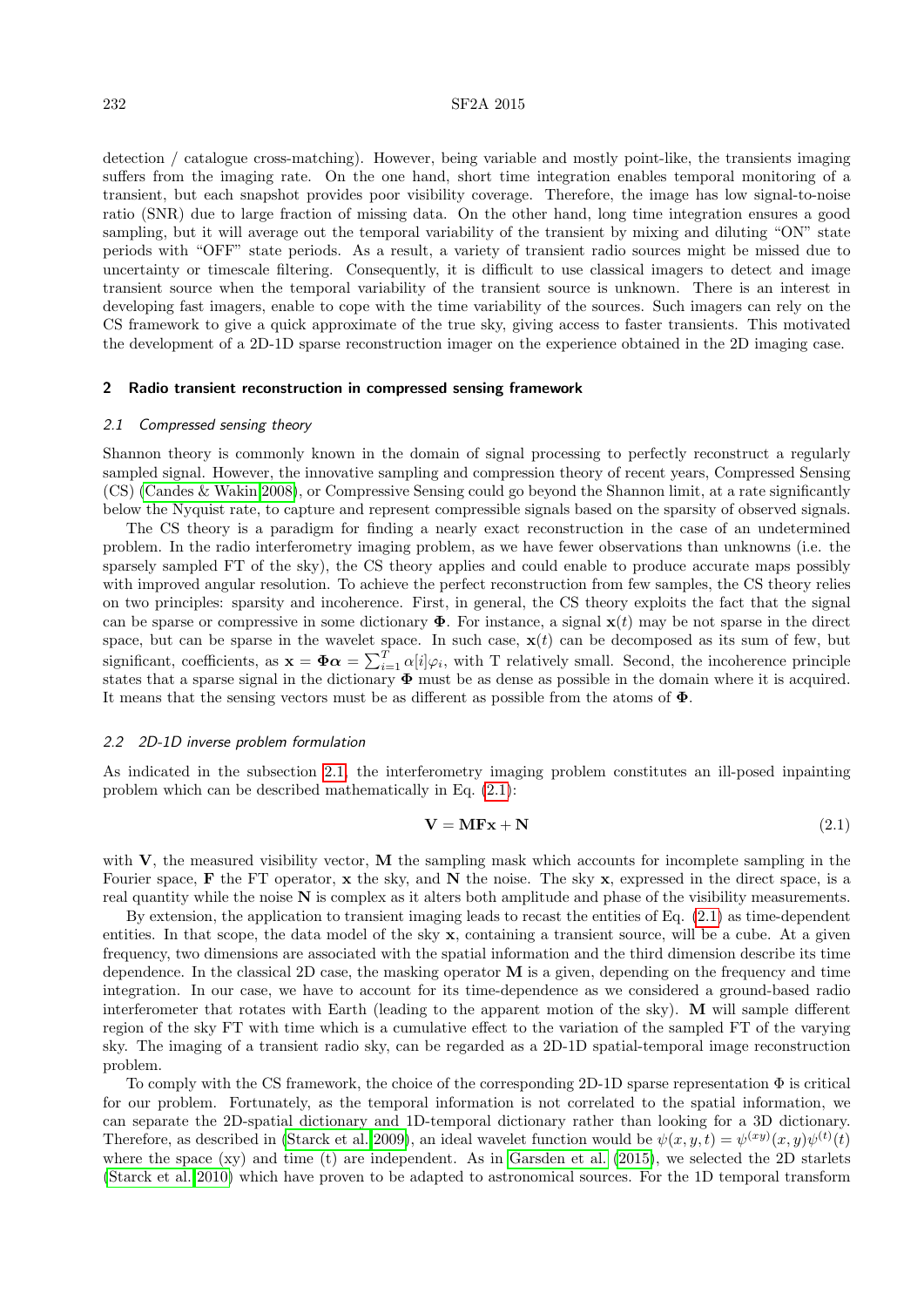detection / catalogue cross-matching). However, being variable and mostly point-like, the transients imaging suffers from the imaging rate. On the one hand, short time integration enables temporal monitoring of a transient, but each snapshot provides poor visibility coverage. Therefore, the image has low signal-to-noise ratio (SNR) due to large fraction of missing data. On the other hand, long time integration ensures a good sampling, but it will average out the temporal variability of the transient by mixing and diluting "ON" state periods with "OFF" state periods. As a result, a variety of transient radio sources might be missed due to uncertainty or timescale filtering. Consequently, it is difficult to use classical imagers to detect and image transient source when the temporal variability of the transient source is unknown. There is an interest in developing fast imagers, enable to cope with the time variability of the sources. Such imagers can rely on the CS framework to give a quick approximate of the true sky, giving access to faster transients. This motivated the development of a 2D-1D sparse reconstruction imager on the experience obtained in the 2D imaging case.

## 2 Radio transient reconstruction in compressed sensing framework

### 2.1 Compressed sensing theory

Shannon theory is commonly known in the domain of signal processing to perfectly reconstruct a regularly sampled signal. However, the innovative sampling and compression theory of recent years, Compressed Sensing (CS) (Candes & Wakin 2008), or Compressive Sensing could go beyond the Shannon limit, at a rate significantly below the Nyquist rate, to capture and represent compressible signals based on the sparsity of observed signals.

The CS theory is a paradigm for finding a nearly exact reconstruction in the case of an undetermined problem. In the radio interferometry imaging problem, as we have fewer observations than unknowns (i.e. the sparsely sampled FT of the sky), the CS theory applies and could enable to produce accurate maps possibly with improved angular resolution. To achieve the perfect reconstruction from few samples, the CS theory relies on two principles: sparsity and incoherence. First, in general, the CS theory exploits the fact that the signal can be sparse or compressive in some dictionary $\mathbf{\Phi}$. For instance, a signal $\mathbf{x}(t)$ may be not sparse in the direct space, but can be sparse in the wavelet space. In such case, $\mathbf{x}(t)$ can be decomposed as its sum of few, but significant, coefficients, as $\mathbf{x} = \mathbf{\Phi}\boldsymbol{\alpha} = \sum_{i=1}^{T} \alpha[i]\varphi_i$, with T relatively small. Second, the incoherence principle states that a sparse signal in the dictionary $\mathbf{\Phi}$ must be as dense as possible in the domain where it is acquired. It means that the sensing vectors must be as different as possible from the atoms of $\mathbf{\Phi}$.

### 2.2 2D-1D inverse problem formulation

As indicated in the subsection 2.1, the interferometry imaging problem constitutes an ill-posed inpainting problem which can be described mathematically in Eq. (2.1):

$$\mathbf{V} = \mathbf{MFx} + \mathbf{N} \tag{2.1}$$

with $\mathbf{V}$, the measured visibility vector, $\mathbf{M}$ the sampling mask which accounts for incomplete sampling in the Fourier space, $\mathbf{F}$ the FT operator, $\mathbf{x}$ the sky, and $\mathbf{N}$ the noise. The sky $\mathbf{x}$, expressed in the direct space, is a real quantity while the noise $\mathbf{N}$ is complex as it alters both amplitude and phase of the visibility measurements.

By extension, the application to transient imaging leads to recast the entities of Eq. (2.1) as time-dependent entities. In that scope, the data model of the sky $\mathbf{x}$, containing a transient source, will be a cube. At a given frequency, two dimensions are associated with the spatial information and the third dimension describe its time dependence. In the classical 2D case, the masking operator $\mathbf{M}$ is a given, depending on the frequency and time integration. In our case, we have to account for its time-dependence as we considered a ground-based radio interferometer that rotates with Earth (leading to the apparent motion of the sky). $\mathbf{M}$ will sample different region of the sky FT with time which is a cumulative effect to the variation of the sampled FT of the varying sky. The imaging of a transient radio sky, can be regarded as a 2D-1D spatial-temporal image reconstruction problem.

To comply with the CS framework, the choice of the corresponding 2D-1D sparse representation $\Phi$ is critical for our problem. Fortunately, as the temporal information is not correlated to the spatial information, we can separate the 2D-spatial dictionary and 1D-temporal dictionary rather than looking for a 3D dictionary. Therefore, as described in (Starck et al. 2009), an ideal wavelet function would be $\psi(x, y, t) = \psi^{(xy)}(x, y)\psi^{(t)}(t)$ where the space (xy) and time (t) are independent. As in Garsden et al. (2015), we selected the 2D starlets (Starck et al. 2010) which have proven to be adapted to astronomical sources. For the 1D temporal transform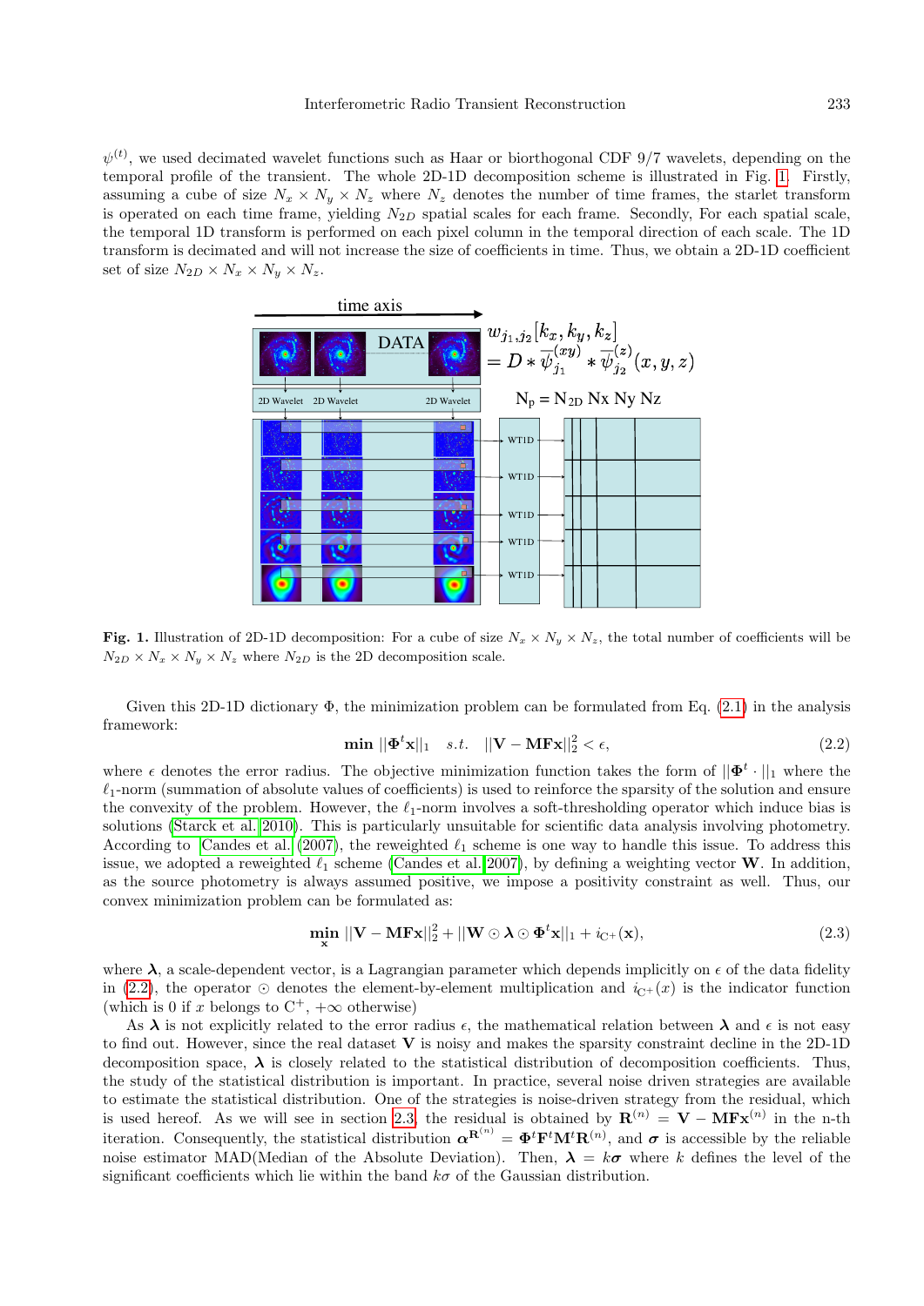$\psi^{(t)}$, we used decimated wavelet functions such as Haar or biorthogonal CDF 9/7 wavelets, depending on the temporal profile of the transient. The whole 2D-1D decomposition scheme is illustrated in Fig. 1. Firstly, assuming a cube of size $N_x \times N_y \times N_z$ where $N_z$ denotes the number of time frames, the starlet transform is operated on each time frame, yielding $N_{2D}$ spatial scales for each frame. Secondly, For each spatial scale, the temporal 1D transform is performed on each pixel column in the temporal direction of each scale. The 1D transform is decimated and will not increase the size of coefficients in time. Thus, we obtain a 2D-1D coefficient set of size $N_{2D} \times N_x \times N_y \times N_z$.

**Fig. 1.** Illustration of 2D-1D decomposition: For a cube of size $N_x \times N_y \times N_z$, the total number of coefficients will be $N_{2D} \times N_x \times N_y \times N_z$ where $N_{2D}$ is the 2D decomposition scale.

Given this 2D-1D dictionary $\Phi$, the minimization problem can be formulated from Eq. (2.1) in the analysis framework:

$$\mathbf{min} \ ||\mathbf{\Phi}^t \mathbf{x}||_1 \quad s.t. \quad ||\mathbf{V} - \mathbf{MFx}||_2^2 < \epsilon, \tag{2.2}$$

where $\epsilon$ denotes the error radius. The objective minimization function takes the form of $||\mathbf{\Phi}^t \cdot ||_1$ where the $\ell_1$-norm (summation of absolute values of coefficients) is used to reinforce the sparsity of the solution and ensure the convexity of the problem. However, the $\ell_1$-norm involves a soft-thresholding operator which induce bias is solutions (Starck et al. 2010). This is particularly unsuitable for scientific data analysis involving photometry. According to Candes et al. (2007), the reweighted $\ell_1$ scheme is one way to handle this issue. To address this issue, we adopted a reweighted $\ell_1$ scheme (Candes et al. 2007), by defining a weighting vector $\mathbf{W}$. In addition, as the source photometry is always assumed positive, we impose a positivity constraint as well. Thus, our convex minimization problem can be formulated as:

$$\min_{\mathbf{x}} ||\mathbf{V} - \mathbf{MFx}||_2^2 + ||\mathbf{W} \odot \boldsymbol{\lambda} \odot \mathbf{\Phi}^t \mathbf{x}||_1 + i_{\mathrm{C}^+}(\mathbf{x}), \tag{2.3}$$

where $\boldsymbol{\lambda}$, a scale-dependent vector, is a Lagrangian parameter which depends implicitly on $\epsilon$ of the data fidelity in (2.2), the operator $\odot$ denotes the element-by-element multiplication and $i_{\mathrm{C}^+}(x)$ is the indicator function (which is 0 if $x$ belongs to $\mathrm{C}^+$, $+\infty$ otherwise)

As $\boldsymbol{\lambda}$ is not explicitly related to the error radius $\epsilon$, the mathematical relation between $\boldsymbol{\lambda}$ and $\epsilon$ is not easy to find out. However, since the real dataset $\mathbf{V}$ is noisy and makes the sparsity constraint decline in the 2D-1D decomposition space, $\boldsymbol{\lambda}$ is closely related to the statistical distribution of decomposition coefficients. Thus, the study of the statistical distribution is important. In practice, several noise driven strategies are available to estimate the statistical distribution. One of the strategies is noise-driven strategy from the residual, which is used hereof. As we will see in section 2.3, the residual is obtained by $\mathbf{R}^{(n)} = \mathbf{V} - \mathbf{MFx}^{(n)}$ in the n-th iteration. Consequently, the statistical distribution $\boldsymbol{\alpha}^{\mathbf{R}^{(n)}} = \mathbf{\Phi}^t \mathbf{F}^t \mathbf{M}^t \mathbf{R}^{(n)}$, and $\boldsymbol{\sigma}$ is accessible by the reliable noise estimator MAD(Median of the Absolute Deviation). Then, $\boldsymbol{\lambda} = k\boldsymbol{\sigma}$ where $k$ defines the level of the significant coefficients which lie within the band $k\sigma$ of the Gaussian distribution.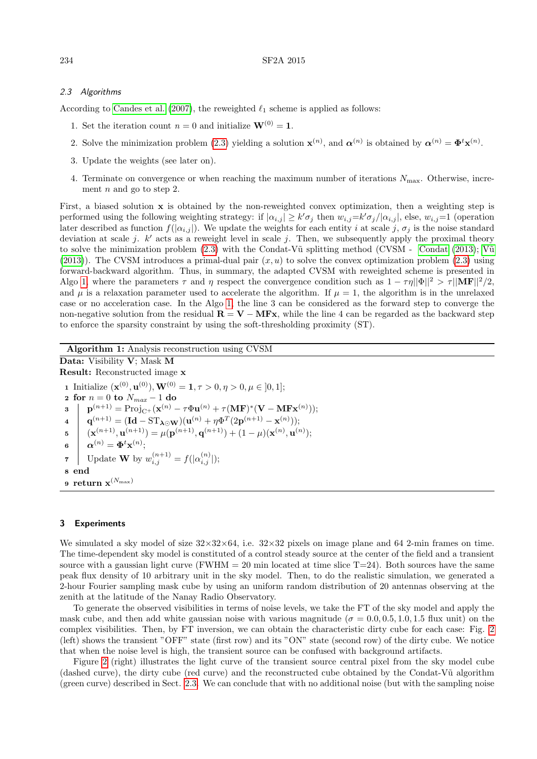### 2.3 Algorithms

According to Candes et al. (2007), the reweighted $\ell_1$ scheme is applied as follows:

1. Set the iteration count $n = 0$ and initialize $\mathbf{W}^{(0)} = \mathbf{1}$.
2. Solve the minimization problem (2.3) yielding a solution $\mathbf{x}^{(n)}$, and $\boldsymbol{\alpha}^{(n)}$ is obtained by $\boldsymbol{\alpha}^{(n)} = \boldsymbol{\Phi}^t\mathbf{x}^{(n)}$.
3. Update the weights (see later on).
4. Terminate on convergence or when reaching the maximum number of iterations $N_{\max}$. Otherwise, increment $n$ and go to step 2.

First, a biased solution $\mathbf{x}$ is obtained by the non-reweighted convex optimization, then a weighting step is performed using the following weighting strategy: if $|\alpha_{i,j}| \geq k'\sigma_j$ then $w_{i,j}$=$k'\sigma_j/|\alpha_{i,j}|$, else, $w_{i,j}$=1 (operation later described as function $f(|\alpha_{i,j}|)$. We update the weights for each entity $i$ at scale $j$, $\sigma_j$ is the noise standard deviation at scale $j$. $k'$ acts as a reweight level in scale $j$. Then, we subsequently apply the proximal theory to solve the minimization problem (2.3) with the Condat-Vũ splitting method (CVSM - Condat (2013); Vũ (2013)). The CVSM introduces a primal-dual pair $(x, u)$ to solve the convex optimization problem (2.3) using forward-backward algorithm. Thus, in summary, the adapted CVSM with reweighted scheme is presented in Algo 1, where the parameters $\tau$ and $\eta$ respect the convergence condition such as $1 - \tau\eta||\Phi||^2 > \tau||\mathbf{MF}||^2/2$, and $\mu$ is a relaxation parameter used to accelerate the algorithm. If $\mu = 1$, the algorithm is in the unrelaxed case or no acceleration case. In the Algo 1, the line 3 can be considered as the forward step to converge the non-negative solution from the residual $\mathbf{R} = \mathbf{V} - \mathbf{MFx}$, while the line 4 can be regarded as the backward step to enforce the sparsity constraint by using the soft-thresholding proximity (ST).

**Algorithm 1:** Analysis reconstruction using CVSM

**Data:** Visibility $\mathbf{V}$; Mask $\mathbf{M}$

**Result:** Reconstructed image $\mathbf{x}$

1. Initialize $(\mathbf{x}^{(0)}, \mathbf{u}^{(0)}), \mathbf{W}^{(0)} = \mathbf{1}, \tau > 0, \eta > 0, \mu \in ]0, 1]$;
2. **for** $n = 0$ **to** $N_{max} - 1$ **do**
3. $\quad \mathbf{p}^{(n+1)} = \mathrm{Proj}_{\mathrm{C}^+}(\mathbf{x}^{(n)} - \tau\Phi\mathbf{u}^{(n)} + \tau(\mathbf{MF})^*(\mathbf{V} - \mathbf{MFx}^{(n)}))$;
4. $\quad \mathbf{q}^{(n+1)} = (\mathbf{Id} - \mathrm{ST}_{\boldsymbol{\lambda}\odot\mathbf{W}})(\mathbf{u}^{(n)} + \eta\Phi^T(2\mathbf{p}^{(n+1)} - \mathbf{x}^{(n)}))$;
5. $\quad (\mathbf{x}^{(n+1)}, \mathbf{u}^{(n+1)}) = \mu(\mathbf{p}^{(n+1)}, \mathbf{q}^{(n+1)}) + (1 - \mu)(\mathbf{x}^{(n)}, \mathbf{u}^{(n)})$;
6. $\quad \boldsymbol{\alpha}^{(n)} = \boldsymbol{\Phi}^t\mathbf{x}^{(n)}$;
7. $\quad$ Update $\mathbf{W}$ by $w_{i,j}^{(n+1)} = f(|\alpha_{i,j}^{(n)}|)$;
8. **end**
9. **return** $\mathbf{x}^{(N_{\max})}$

## 3 Experiments

We simulated a sky model of size 32×32×64, i.e. 32×32 pixels on image plane and 64 2-min frames on time. The time-dependent sky model is constituted of a control steady source at the center of the field and a transient source with a gaussian light curve (FWHM = 20 min located at time slice T=24). Both sources have the same peak flux density of 10 arbitrary unit in the sky model. Then, to do the realistic simulation, we generated a 2-hour Fourier sampling mask cube by using an uniform random distribution of 20 antennas observing at the zenith at the latitude of the Nanay Radio Observatory.

To generate the observed visibilities in terms of noise levels, we take the FT of the sky model and apply the mask cube, and then add white gaussian noise with various magnitude ($\sigma = 0.0, 0.5, 1.0, 1.5$ flux unit) on the complex visibilities. Then, by FT inversion, we can obtain the characteristic dirty cube for each case: Fig. 2 (left) shows the transient "OFF" state (first row) and its "ON" state (second row) of the dirty cube. We notice that when the noise level is high, the transient source can be confused with background artifacts.

Figure 2 (right) illustrates the light curve of the transient source central pixel from the sky model cube (dashed curve), the dirty cube (red curve) and the reconstructed cube obtained by the Condat-Vũ algorithm (green curve) described in Sect. 2.3. We can conclude that with no additional noise (but with the sampling noise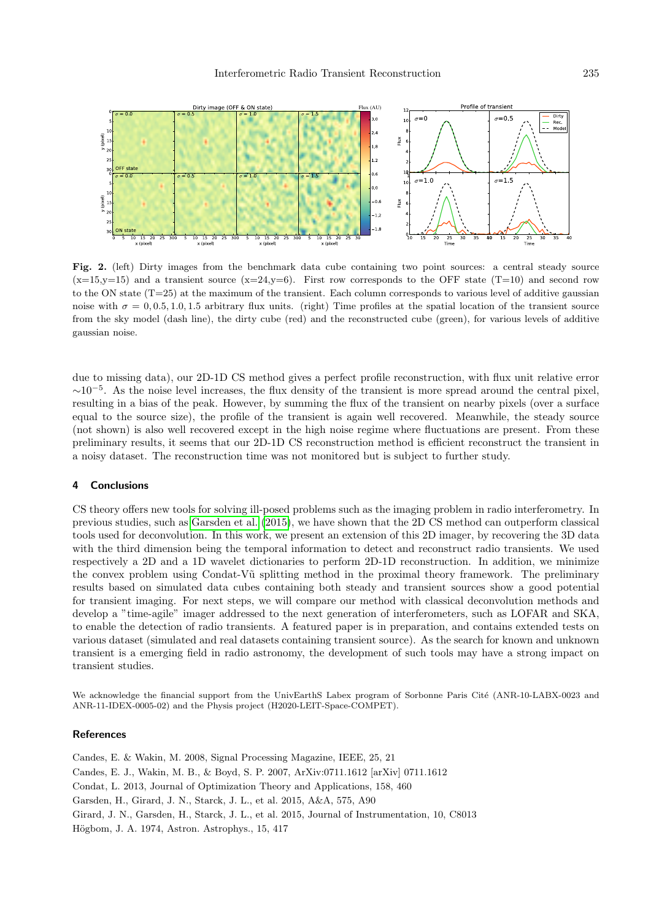**Fig. 2.** (left) Dirty images from the benchmark data cube containing two point sources: a central steady source (x=15,y=15) and a transient source (x=24,y=6). First row corresponds to the OFF state (T=10) and second row to the ON state (T=25) at the maximum of the transient. Each column corresponds to various level of additive gaussian noise with $\sigma = 0, 0.5, 1.0, 1.5$ arbitrary flux units. (right) Time profiles at the spatial location of the transient source from the sky model (dash line), the dirty cube (red) and the reconstructed cube (green), for various levels of additive gaussian noise.

due to missing data), our 2D-1D CS method gives a perfect profile reconstruction, with flux unit relative error $\sim 10^{-5}$. As the noise level increases, the flux density of the transient is more spread around the central pixel, resulting in a bias of the peak. However, by summing the flux of the transient on nearby pixels (over a surface equal to the source size), the profile of the transient is again well recovered. Meanwhile, the steady source (not shown) is also well recovered except in the high noise regime where fluctuations are present. From these preliminary results, it seems that our 2D-1D CS reconstruction method is efficient reconstruct the transient in a noisy dataset. The reconstruction time was not monitored but is subject to further study.

## 4 Conclusions

CS theory offers new tools for solving ill-posed problems such as the imaging problem in radio interferometry. In previous studies, such as Garsden et al. (2015), we have shown that the 2D CS method can outperform classical tools used for deconvolution. In this work, we present an extension of this 2D imager, by recovering the 3D data with the third dimension being the temporal information to detect and reconstruct radio transients. We used respectively a 2D and a 1D wavelet dictionaries to perform 2D-1D reconstruction. In addition, we minimize the convex problem using Condat-Vũ splitting method in the proximal theory framework. The preliminary results based on simulated data cubes containing both steady and transient sources show a good potential for transient imaging. For next steps, we will compare our method with classical deconvolution methods and develop a "time-agile" imager addressed to the next generation of interferometers, such as LOFAR and SKA, to enable the detection of radio transients. A featured paper is in preparation, and contains extended tests on various dataset (simulated and real datasets containing transient source). As the search for known and unknown transient is a emerging field in radio astronomy, the development of such tools may have a strong impact on transient studies.

We acknowledge the financial support from the UnivEarthS Labex program of Sorbonne Paris Cité (ANR-10-LABX-0023 and ANR-11-IDEX-0005-02) and the Physis project (H2020-LEIT-Space-COMPET).

## References

Candes, E. & Wakin, M. 2008, Signal Processing Magazine, IEEE, 25, 21

Candes, E. J., Wakin, M. B., & Boyd, S. P. 2007, ArXiv:0711.1612 [arXiv] 0711.1612

Condat, L. 2013, Journal of Optimization Theory and Applications, 158, 460

Garsden, H., Girard, J. N., Starck, J. L., et al. 2015, A&A, 575, A90

Girard, J. N., Garsden, H., Starck, J. L., et al. 2015, Journal of Instrumentation, 10, C8013

Högbom, J. A. 1974, Astron. Astrophys., 15, 417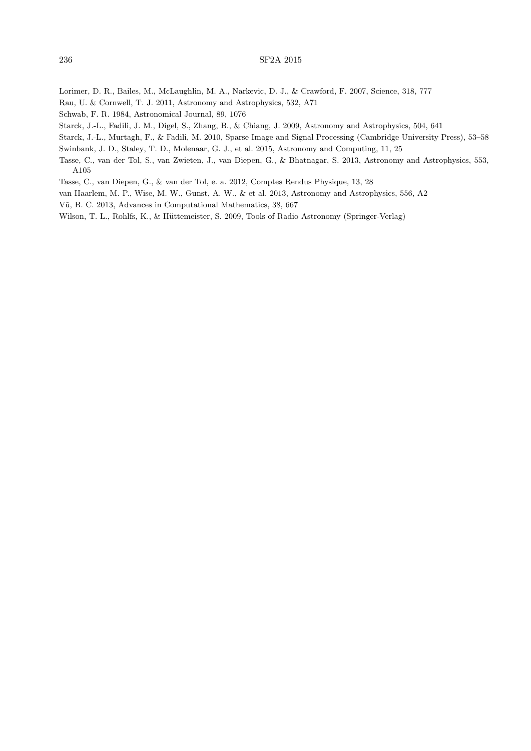Lorimer, D. R., Bailes, M., McLaughlin, M. A., Narkevic, D. J., & Crawford, F. 2007, Science, 318, 777

Rau, U. & Cornwell, T. J. 2011, Astronomy and Astrophysics, 532, A71

Schwab, F. R. 1984, Astronomical Journal, 89, 1076

Starck, J.-L., Fadili, J. M., Digel, S., Zhang, B., & Chiang, J. 2009, Astronomy and Astrophysics, 504, 641

Starck, J.-L., Murtagh, F., & Fadili, M. 2010, Sparse Image and Signal Processing (Cambridge University Press), 53–58

Swinbank, J. D., Staley, T. D., Molenaar, G. J., et al. 2015, Astronomy and Computing, 11, 25

Tasse, C., van der Tol, S., van Zwieten, J., van Diepen, G., & Bhatnagar, S. 2013, Astronomy and Astrophysics, 553, A105

Tasse, C., van Diepen, G., & van der Tol, e. a. 2012, Comptes Rendus Physique, 13, 28

van Haarlem, M. P., Wise, M. W., Gunst, A. W., & et al. 2013, Astronomy and Astrophysics, 556, A2

Vũ, B. C. 2013, Advances in Computational Mathematics, 38, 667

Wilson, T. L., Rohlfs, K., & Hüttemeister, S. 2009, Tools of Radio Astronomy (Springer-Verlag)